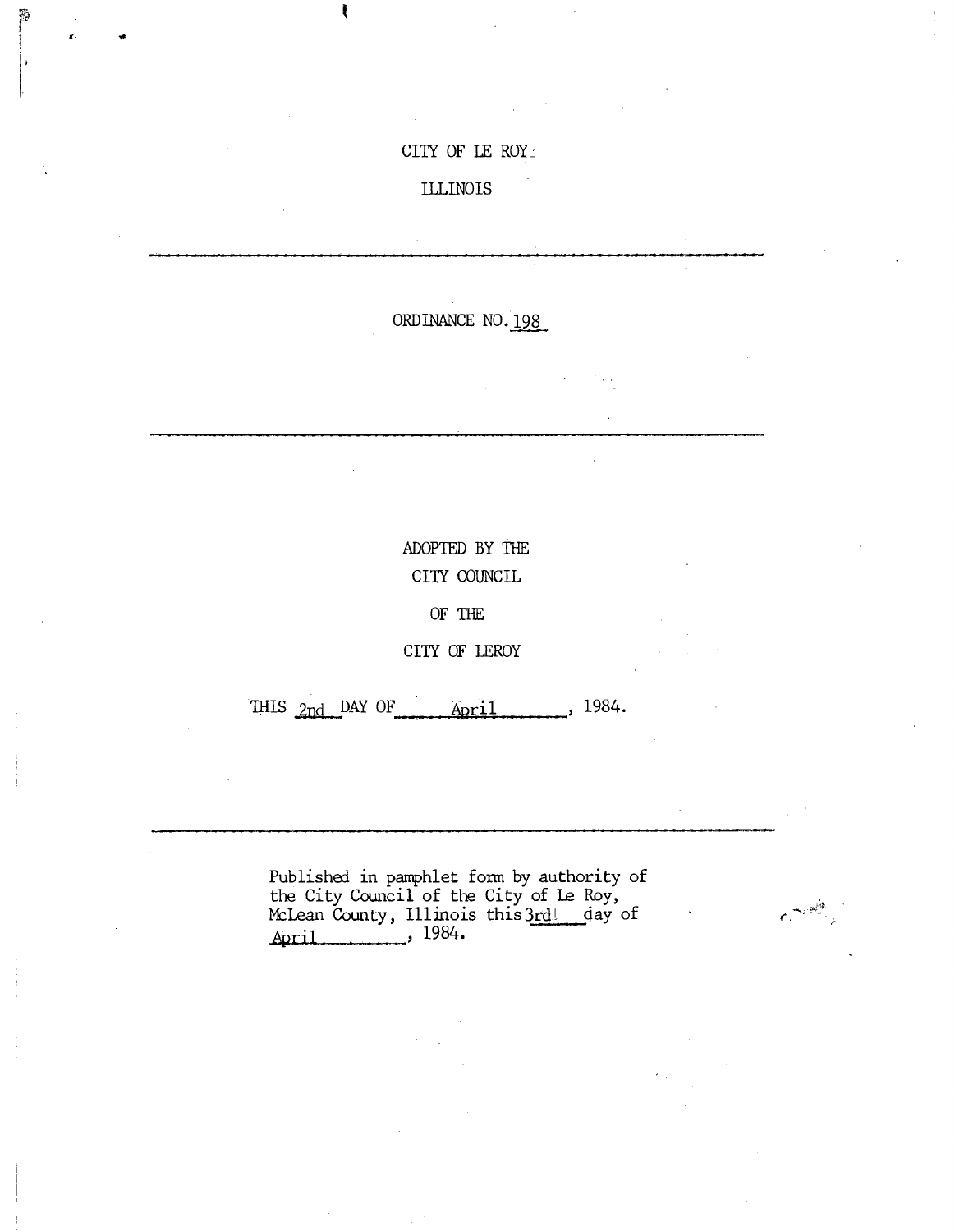CITY OF LE ROY

ILLINOIS

---

ORDINANCE NO. 198

---

ADOPTED BY THE

CITY COUNCIL

OF THE

CITY OF LEROY

THIS 2nd DAY OF April, 1984.

---

Published in pamphlet form by authority of the City Council of the City of Le Roy, McLean County, Illinois this 3rd day of April, 1984.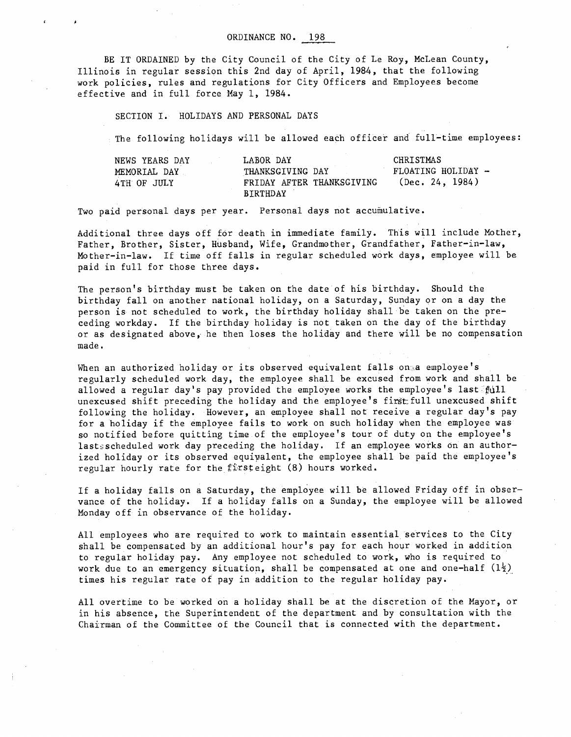ORDINANCE NO. 198

BE IT ORDAINED by the City Council of the City of Le Roy, McLean County, Illinois in regular session this 2nd day of April, 1984, that the following work policies, rules and regulations for City Officers and Employees become effective and in full force May 1, 1984.

SECTION I. HOLIDAYS AND PERSONAL DAYS

The following holidays will be allowed each officer and full-time employees:

| | | |
|---|---|---|
| NEWS YEARS DAY | LABOR DAY | CHRISTMAS |
| MEMORIAL DAY | THANKSGIVING DAY | FLOATING HOLIDAY - (Dec. 24, 1984) |
| 4TH OF JULY | FRIDAY AFTER THANKSGIVING | |
| | BIRTHDAY | |

Two paid personal days per year. Personal days not accumulative.

Additional three days off for death in immediate family. This will include Mother, Father, Brother, Sister, Husband, Wife, Grandmother, Grandfather, Father-in-law, Mother-in-law. If time off falls in regular scheduled work days, employee will be paid in full for those three days.

The person's birthday must be taken on the date of his birthday. Should the birthday fall on another national holiday, on a Saturday, Sunday or on a day the person is not scheduled to work, the birthday holiday shall be taken on the preceding workday. If the birthday holiday is not taken on the day of the birthday or as designated above, he then loses the holiday and there will be no compensation made.

When an authorized holiday or its observed equivalent falls on a employee's regularly scheduled work day, the employee shall be excused from work and shall be allowed a regular day's pay provided the employee works the employee's last full unexcused shift preceding the holiday and the employee's first full unexcused shift following the holiday. However, an employee shall not receive a regular day's pay for a holiday if the employee fails to work on such holiday when the employee was so notified before quitting time of the employee's tour of duty on the employee's last scheduled work day preceding the holiday. If an employee works on an authorized holiday or its observed equivalent, the employee shall be paid the employee's regular hourly rate for the first eight (8) hours worked.

If a holiday falls on a Saturday, the employee will be allowed Friday off in observance of the holiday. If a holiday falls on a Sunday, the employee will be allowed Monday off in observance of the holiday.

All employees who are required to work to maintain essential services to the City shall be compensated by an additional hour's pay for each hour worked in addition to regular holiday pay. Any employee not scheduled to work, who is required to work due to an emergency situation, shall be compensated at one and one-half (1½) times his regular rate of pay in addition to the regular holiday pay.

All overtime to be worked on a holiday shall be at the discretion of the Mayor, or in his absence, the Superintendent of the department and by consultation with the Chairman of the Committee of the Council that is connected with the department.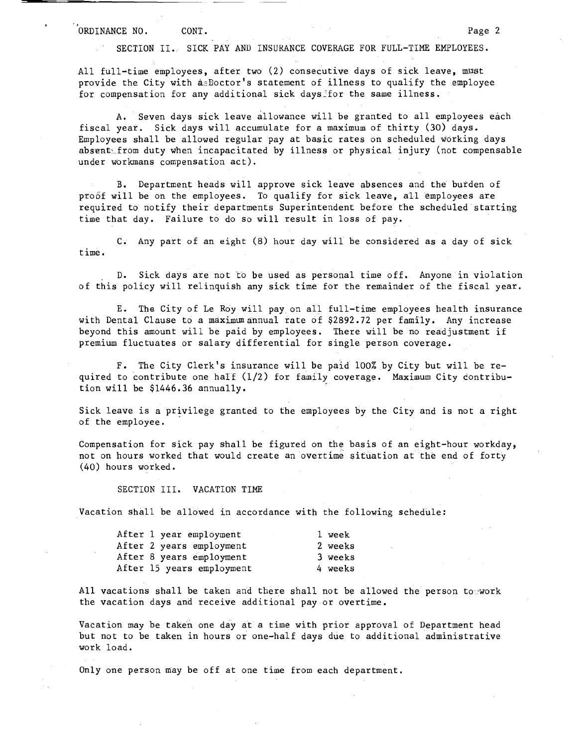ORDINANCE NO. CONT.

SECTION II. SICK PAY AND INSURANCE COVERAGE FOR FULL-TIME EMPLOYEES.

All full-time employees, after two (2) consecutive days of sick leave, must provide the City with a Doctor's statement of illness to qualify the employee for compensation for any additional sick days for the same illness.

A. Seven days sick leave allowance will be granted to all employees each fiscal year. Sick days will accumulate for a maximum of thirty (30) days. Employees shall be allowed regular pay at basic rates on scheduled working days absent from duty when incapacitated by illness or physical injury (not compensable under workmans compensation act).

B. Department heads will approve sick leave absences and the burden of proof will be on the employees. To qualify for sick leave, all employees are required to notify their departments Superintendent before the scheduled starting time that day. Failure to do so will result in loss of pay.

C. Any part of an eight (8) hour day will be considered as a day of sick time.

D. Sick days are not to be used as personal time off. Anyone in violation of this policy will relinquish any sick time for the remainder of the fiscal year.

E. The City of Le Roy will pay on all full-time employees health insurance with Dental Clause to a maximum annual rate of $2892.72 per family. Any increase beyond this amount will be paid by employees. There will be no readjustment if premium fluctuates or salary differential for single person coverage.

F. The City Clerk's insurance will be paid 100% by City but will be required to contribute one half (1/2) for family coverage. Maximum City contribution will be $1446.36 annually.

Sick leave is a privilege granted to the employees by the City and is not a right of the employee.

Compensation for sick pay shall be figured on the basis of an eight-hour workday, not on hours worked that would create an overtime situation at the end of forty (40) hours worked.

SECTION III. VACATION TIME

Vacation shall be allowed in accordance with the following schedule:

| | |
|---|---|
| After 1 year employment | 1 week |
| After 2 years employment | 2 weeks |
| After 8 years employment | 3 weeks |
| After 15 years employment | 4 weeks |

All vacations shall be taken and there shall not be allowed the person to work the vacation days and receive additional pay or overtime.

Vacation may be taken one day at a time with prior approval of Department head but not to be taken in hours or one-half days due to additional administrative work load.

Only one person may be off at one time from each department.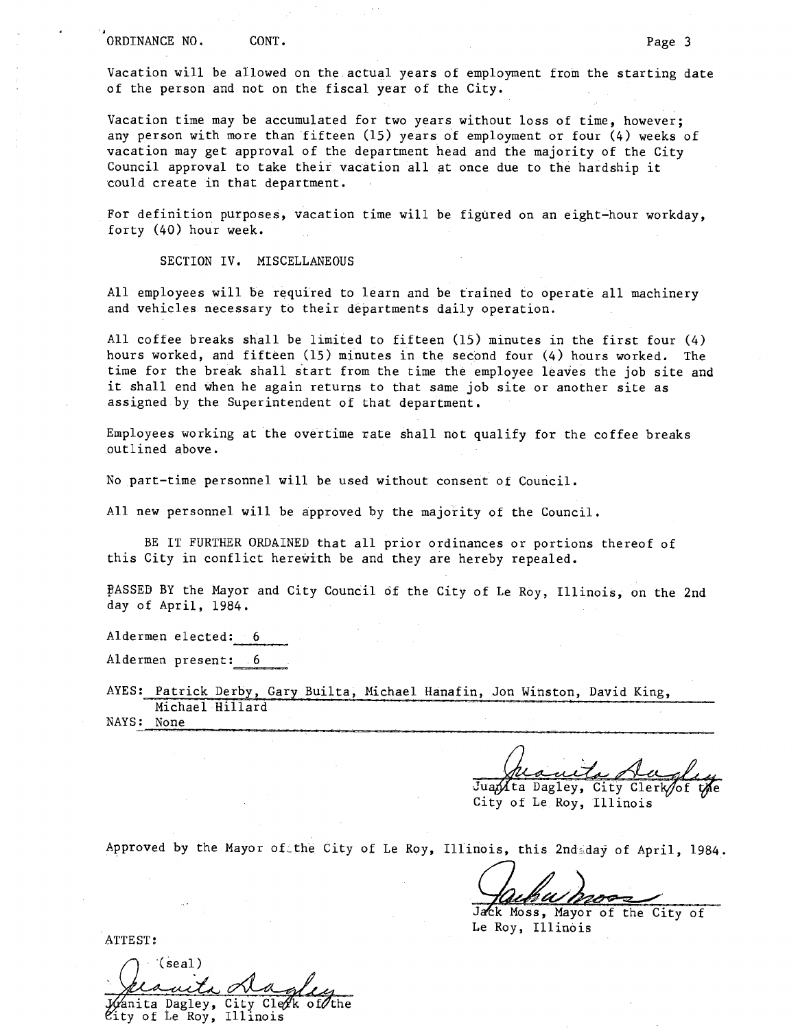Vacation will be allowed on the actual years of employment from the starting date of the person and not on the fiscal year of the City.

Vacation time may be accumulated for two years without loss of time, however; any person with more than fifteen (15) years of employment or four (4) weeks of vacation may get approval of the department head and the majority of the City Council approval to take their vacation all at once due to the hardship it could create in that department.

For definition purposes, vacation time will be figured on an eight-hour workday, forty (40) hour week.

SECTION IV. MISCELLANEOUS

All employees will be required to learn and be trained to operate all machinery and vehicles necessary to their departments daily operation.

All coffee breaks shall be limited to fifteen (15) minutes in the first four (4) hours worked, and fifteen (15) minutes in the second four (4) hours worked. The time for the break shall start from the time the employee leaves the job site and it shall end when he again returns to that same job site or another site as assigned by the Superintendent of that department.

Employees working at the overtime rate shall not qualify for the coffee breaks outlined above.

No part-time personnel will be used without consent of Council.

All new personnel will be approved by the majority of the Council.

BE IT FURTHER ORDAINED that all prior ordinances or portions thereof of this City in conflict herewith be and they are hereby repealed.

PASSED BY the Mayor and City Council of the City of Le Roy, Illinois, on the 2nd day of April, 1984.

Aldermen elected: 6

Aldermen present: 6

AYES: Patrick Derby, Gary Builta, Michael Hanafin, Jon Winston, David King, Michael Hillard

NAYS: None

Juanita Dagley
Juanita Dagley, City Clerk of the City of Le Roy, Illinois

Approved by the Mayor of the City of Le Roy, Illinois, this 2nd day of April, 1984.

Jack Moss
Jack Moss, Mayor of the City of Le Roy, Illinois

ATTEST:

(seal)

Juanita Dagley
Juanita Dagley, City Clerk of the City of Le Roy, Illinois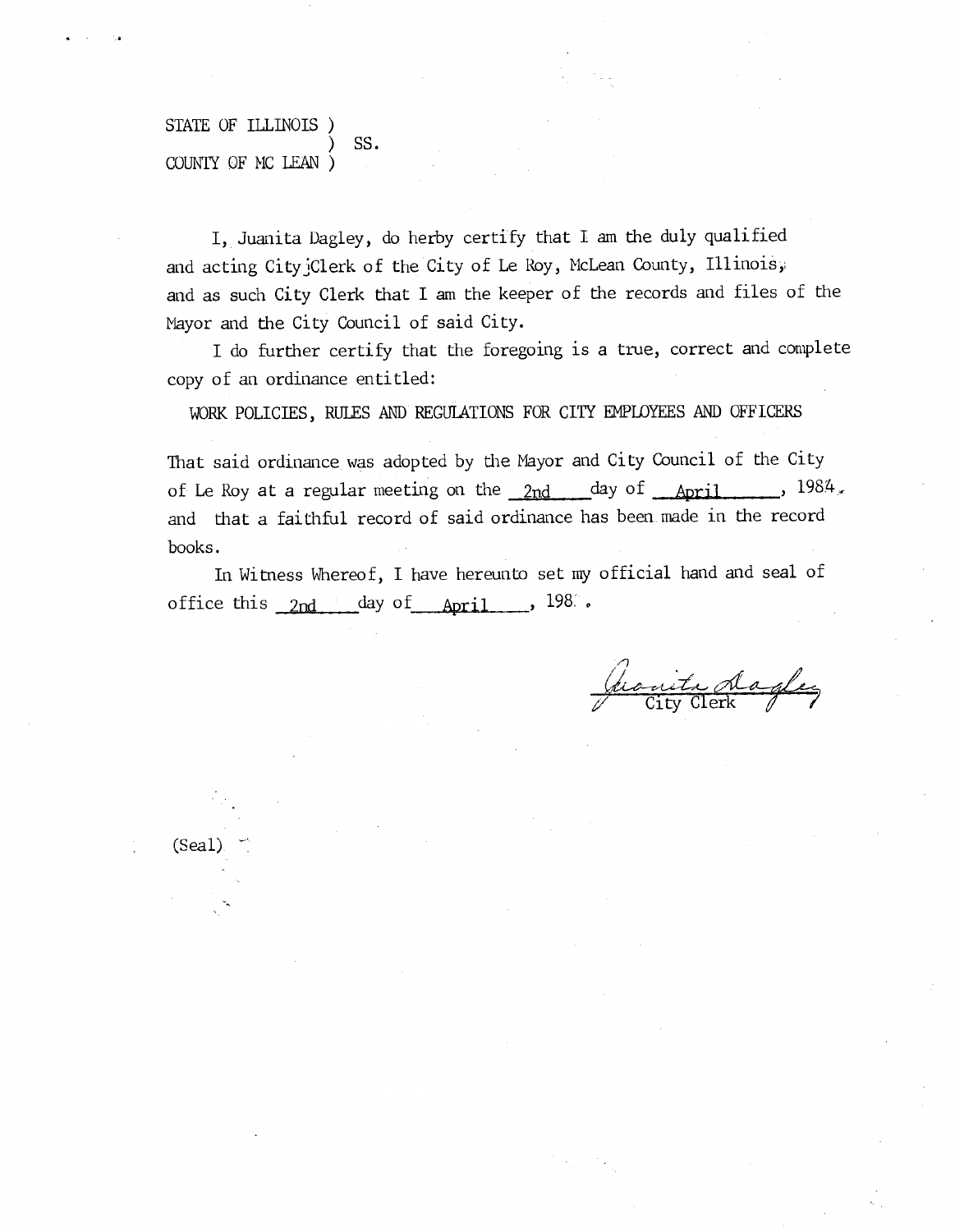STATE OF ILLINOIS )
) SS.
COUNTY OF MC LEAN )

I, Juanita Dagley, do herby certify that I am the duly qualified and acting City Clerk of the City of Le Roy, McLean County, Illinois, and as such City Clerk that I am the keeper of the records and files of the Mayor and the City Council of said City.

I do further certify that the foregoing is a true, correct and complete copy of an ordinance entitled:

WORK POLICIES, RULES AND REGULATIONS FOR CITY EMPLOYEES AND OFFICERS

That said ordinance was adopted by the Mayor and City Council of the City of Le Roy at a regular meeting on the 2nd day of April, 1984, and that a faithful record of said ordinance has been made in the record books.

In Witness Whereof, I have hereunto set my official hand and seal of office this 2nd day of April, 198_.

Juanita Dagley
City Clerk

(Seal)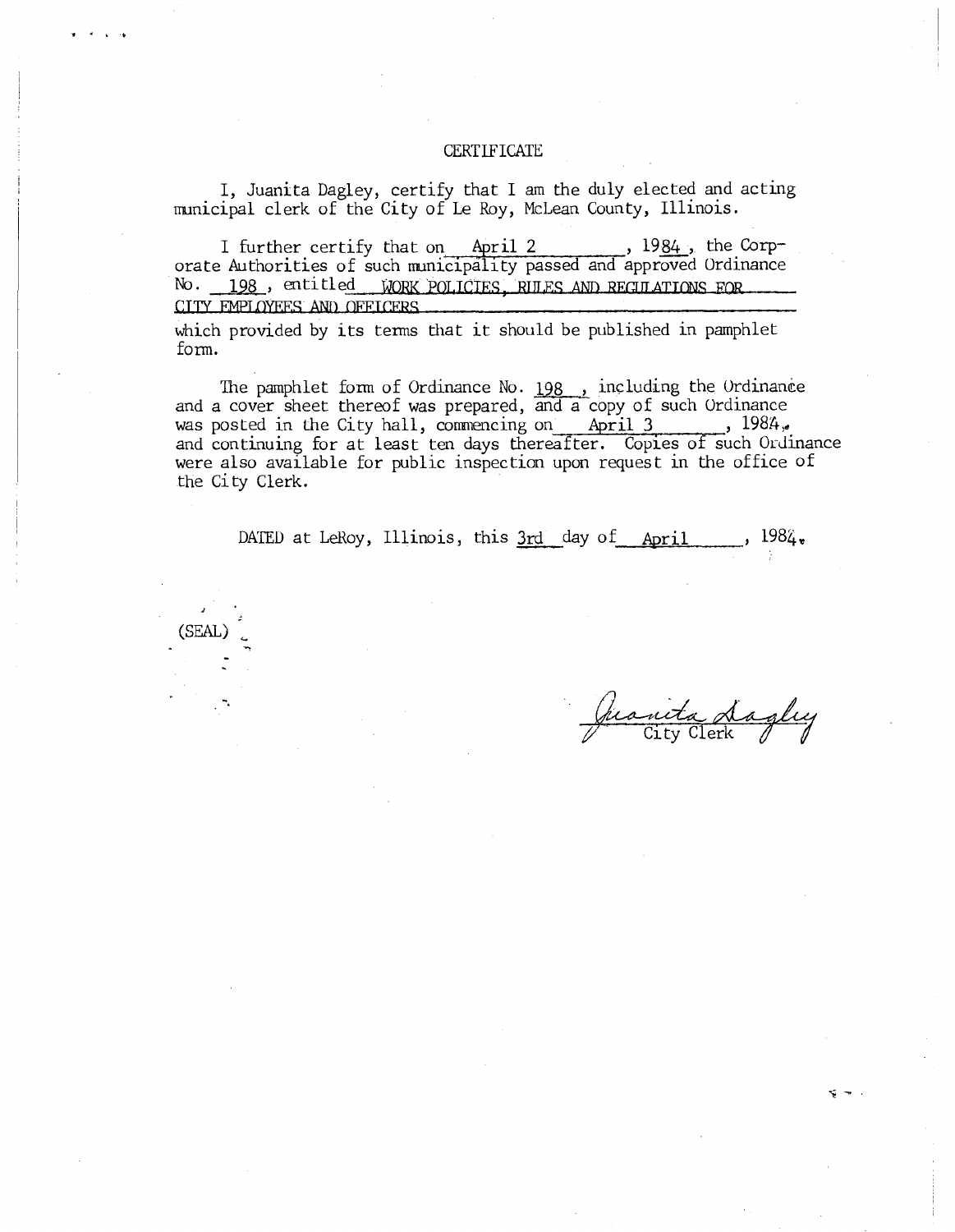# CERTIFICATE

I, Juanita Dagley, certify that I am the duly elected and acting municipal clerk of the City of Le Roy, McLean County, Illinois.

I further certify that on April 2, 1984, the Corporate Authorities of such municipality passed and approved Ordinance No. 198, entitled WORK POLICIES, RULES AND REGULATIONS FOR CITY EMPLOYEES AND OFFICERS which provided by its terms that it should be published in pamphlet form.

The pamphlet form of Ordinance No. 198, including the Ordinance and a cover sheet thereof was prepared, and a copy of such Ordinance was posted in the City hall, commencing on April 3, 1984, and continuing for at least ten days thereafter. Copies of such Ordinance were also available for public inspection upon request in the office of the City Clerk.

DATED at LeRoy, Illinois, this 3rd day of April, 1984.

(SEAL)

Juanita Dagley
City Clerk